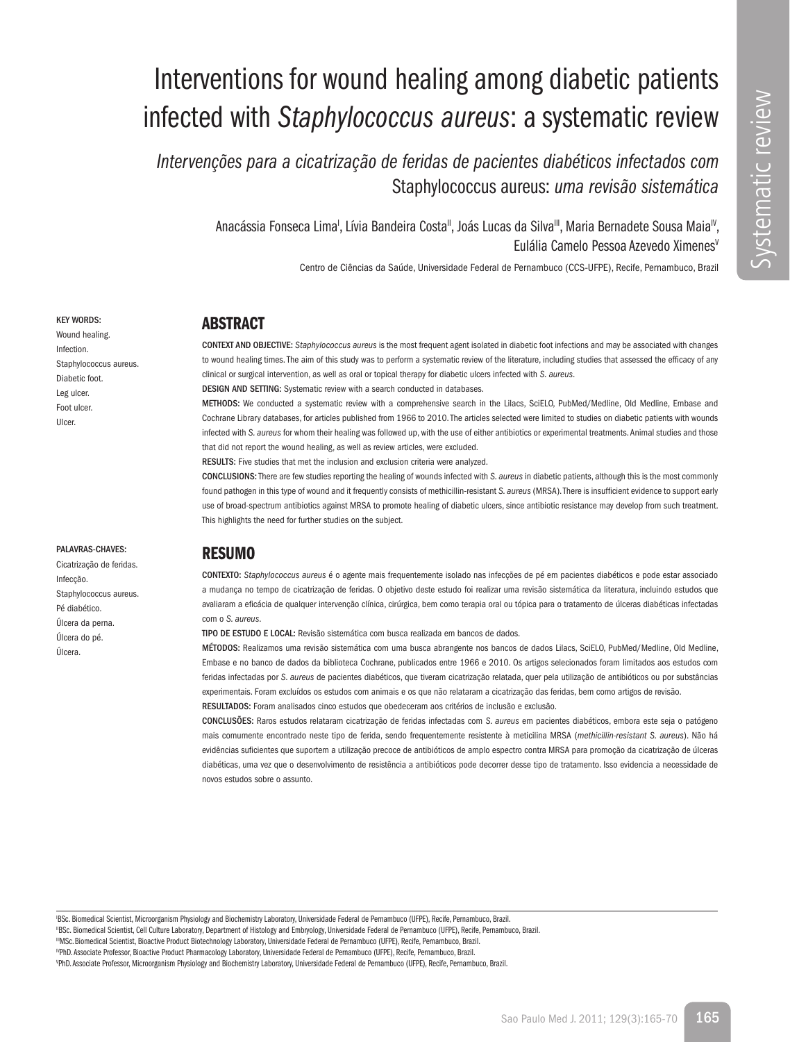# Interventions for wound healing among diabetic patients infected with *Staphylococcus aureus*: a systematic review

## *Intervenções para a cicatrização de feridas de pacientes diabéticos infectados com* Staphylococcus aureus*: uma revisão sistemática*

Anacássia Fonseca Lima[I], Lívia Bandeira Costa[II], Joás Lucas da Silva[III], Maria Bernadete Sousa Maia[IV], Eulália Camelo Pessoa Azevedo Ximenes[V]

Centro de Ciências da Saúde, Universidade Federal de Pernambuco (CCS-UFPE), Recife, Pernambuco, Brazil

**KEY WORDS:**
Wound healing.
Infection.
Staphylococcus aureus.
Diabetic foot.
Leg ulcer.
Foot ulcer.
Ulcer.

## ABSTRACT

**CONTEXT AND OBJECTIVE:** *Staphylococcus aureus* is the most frequent agent isolated in diabetic foot infections and may be associated with changes to wound healing times. The aim of this study was to perform a systematic review of the literature, including studies that assessed the efficacy of any clinical or surgical intervention, as well as oral or topical therapy for diabetic ulcers infected with *S. aureus*.

**DESIGN AND SETTING:** Systematic review with a search conducted in databases.

**METHODS:** We conducted a systematic review with a comprehensive search in the Lilacs, SciELO, PubMed/Medline, Old Medline, Embase and Cochrane Library databases, for articles published from 1966 to 2010. The articles selected were limited to studies on diabetic patients with wounds infected with *S. aureus* for whom their healing was followed up, with the use of either antibiotics or experimental treatments. Animal studies and those that did not report the wound healing, as well as review articles, were excluded.

**RESULTS:** Five studies that met the inclusion and exclusion criteria were analyzed.

**CONCLUSIONS:** There are few studies reporting the healing of wounds infected with *S. aureus* in diabetic patients, although this is the most commonly found pathogen in this type of wound and it frequently consists of methicillin-resistant *S. aureus* (MRSA). There is insufficient evidence to support early use of broad-spectrum antibiotics against MRSA to promote healing of diabetic ulcers, since antibiotic resistance may develop from such treatment. This highlights the need for further studies on the subject.

**PALAVRAS-CHAVES:**
Cicatrização de feridas.
Infecção.
Staphylococcus aureus.
Pé diabético.
Úlcera da perna.
Úlcera do pé.
Úlcera.

## RESUMO

**CONTEXTO:** *Staphylococcus aureus* é o agente mais frequentemente isolado nas infecções de pé em pacientes diabéticos e pode estar associado a mudança no tempo de cicatrização de feridas. O objetivo deste estudo foi realizar uma revisão sistemática da literatura, incluindo estudos que avaliaram a eficácia de qualquer intervenção clínica, cirúrgica, bem como terapia oral ou tópica para o tratamento de úlceras diabéticas infectadas com o *S. aureus*.

**TIPO DE ESTUDO E LOCAL:** Revisão sistemática com busca realizada em bancos de dados.

**MÉTODOS:** Realizamos uma revisão sistemática com uma busca abrangente nos bancos de dados Lilacs, SciELO, PubMed/Medline, Old Medline, Embase e no banco de dados da biblioteca Cochrane, publicados entre 1966 e 2010. Os artigos selecionados foram limitados aos estudos com feridas infectadas por *S. aureus* de pacientes diabéticos, que tiveram cicatrização relatada, quer pela utilização de antibióticos ou por substâncias experimentais. Foram excluídos os estudos com animais e os que não relataram a cicatrização das feridas, bem como artigos de revisão.

**RESULTADOS:** Foram analisados cinco estudos que obedeceram aos critérios de inclusão e exclusão.

**CONCLUSÕES:** Raros estudos relataram cicatrização de feridas infectadas com *S. aureus* em pacientes diabéticos, embora este seja o patógeno mais comumente encontrado neste tipo de ferida, sendo frequentemente resistente à meticilina MRSA (*methicillin-resistant S. aureus*). Não há evidências suficientes que suportem a utilização precoce de antibióticos de amplo espectro contra MRSA para promoção da cicatrização de úlceras diabéticas, uma vez que o desenvolvimento de resistência a antibióticos pode decorrer desse tipo de tratamento. Isso evidencia a necessidade de novos estudos sobre o assunto.

---

[I] BSc. Biomedical Scientist, Microorganism Physiology and Biochemistry Laboratory, Universidade Federal de Pernambuco (UFPE), Recife, Pernambuco, Brazil.
[II] BSc. Biomedical Scientist, Cell Culture Laboratory, Department of Histology and Embryology, Universidade Federal de Pernambuco (UFPE), Recife, Pernambuco, Brazil.
[III] MSc. Biomedical Scientist, Bioactive Product Biotechnology Laboratory, Universidade Federal de Pernambuco (UFPE), Recife, Pernambuco, Brazil.
[IV] PhD. Associate Professor, Bioactive Product Pharmacology Laboratory, Universidade Federal de Pernambuco (UFPE), Recife, Pernambuco, Brazil.
[V] PhD. Associate Professor, Microorganism Physiology and Biochemistry Laboratory, Universidade Federal de Pernambuco (UFPE), Recife, Pernambuco, Brazil.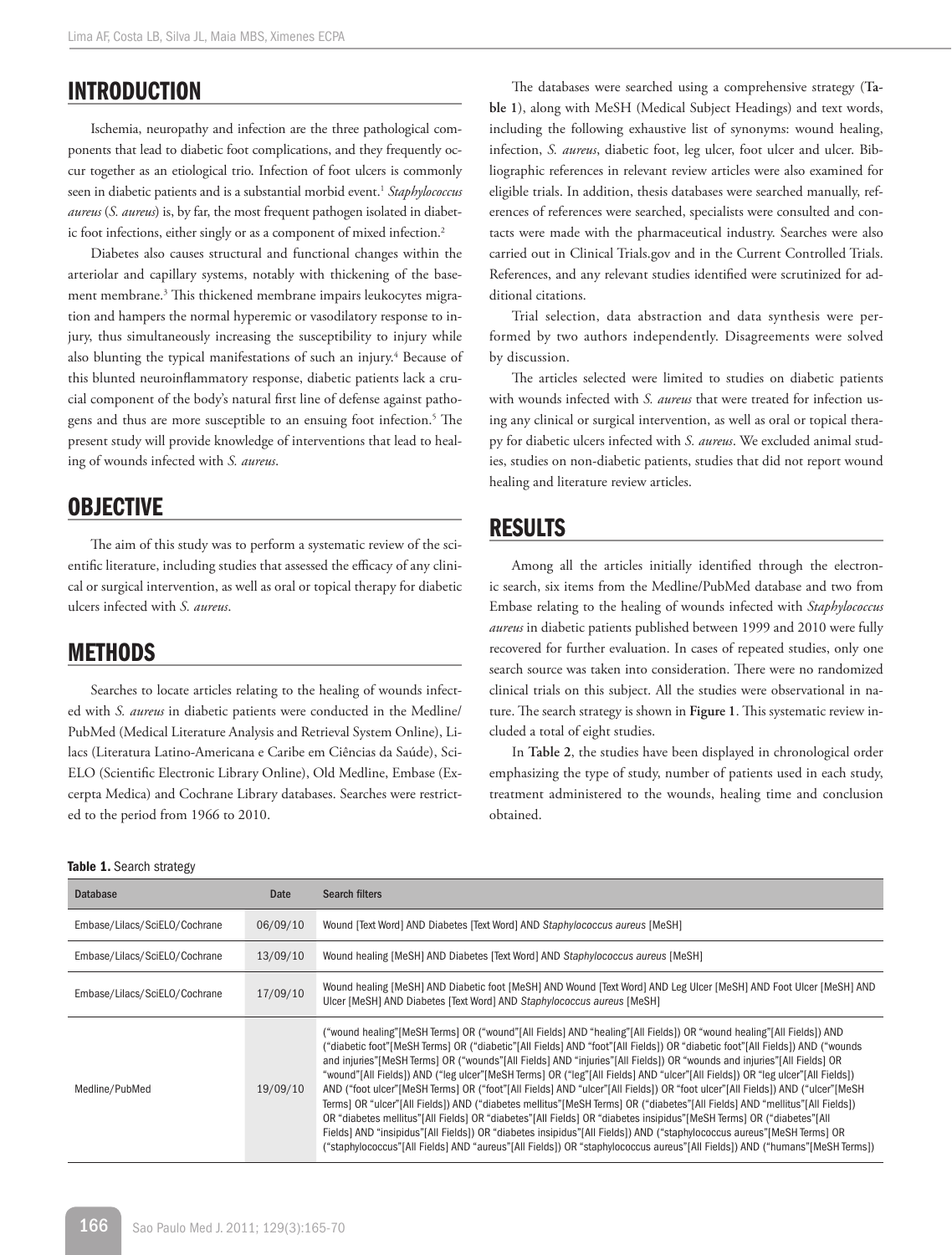## INTRODUCTION

Ischemia, neuropathy and infection are the three pathological components that lead to diabetic foot complications, and they frequently occur together as an etiological trio. Infection of foot ulcers is commonly seen in diabetic patients and is a substantial morbid event.[1] *Staphylococcus aureus* (*S. aureus*) is, by far, the most frequent pathogen isolated in diabetic foot infections, either singly or as a component of mixed infection.[2]

Diabetes also causes structural and functional changes within the arteriolar and capillary systems, notably with thickening of the basement membrane.[3] This thickened membrane impairs leukocytes migration and hampers the normal hyperemic or vasodilatory response to injury, thus simultaneously increasing the susceptibility to injury while also blunting the typical manifestations of such an injury.[4] Because of this blunted neuroinflammatory response, diabetic patients lack a crucial component of the body's natural first line of defense against pathogens and thus are more susceptible to an ensuing foot infection.[5] The present study will provide knowledge of interventions that lead to healing of wounds infected with *S. aureus*.

## OBJECTIVE

The aim of this study was to perform a systematic review of the scientific literature, including studies that assessed the efficacy of any clinical or surgical intervention, as well as oral or topical therapy for diabetic ulcers infected with *S. aureus*.

## METHODS

Searches to locate articles relating to the healing of wounds infected with *S. aureus* in diabetic patients were conducted in the Medline/PubMed (Medical Literature Analysis and Retrieval System Online), Lilacs (Literatura Latino-Americana e Caribe em Ciências da Saúde), SciELO (Scientific Electronic Library Online), Old Medline, Embase (Excerpta Medica) and Cochrane Library databases. Searches were restricted to the period from 1966 to 2010.

The databases were searched using a comprehensive strategy (**Table 1**), along with MeSH (Medical Subject Headings) and text words, including the following exhaustive list of synonyms: wound healing, infection, *S. aureus*, diabetic foot, leg ulcer, foot ulcer and ulcer. Bibliographic references in relevant review articles were also examined for eligible trials. In addition, thesis databases were searched manually, references of references were searched, specialists were consulted and contacts were made with the pharmaceutical industry. Searches were also carried out in Clinical Trials.gov and in the Current Controlled Trials. References, and any relevant studies identified were scrutinized for additional citations.

Trial selection, data abstraction and data synthesis were performed by two authors independently. Disagreements were solved by discussion.

The articles selected were limited to studies on diabetic patients with wounds infected with *S. aureus* that were treated for infection using any clinical or surgical intervention, as well as oral or topical therapy for diabetic ulcers infected with *S. aureus*. We excluded animal studies, studies on non-diabetic patients, studies that did not report wound healing and literature review articles.

## RESULTS

Among all the articles initially identified through the electronic search, six items from the Medline/PubMed database and two from Embase relating to the healing of wounds infected with *Staphylococcus aureus* in diabetic patients published between 1999 and 2010 were fully recovered for further evaluation. In cases of repeated studies, only one search source was taken into consideration. There were no randomized clinical trials on this subject. All the studies were observational in nature. The search strategy is shown in **Figure 1**. This systematic review included a total of eight studies.

In **Table 2**, the studies have been displayed in chronological order emphasizing the type of study, number of patients used in each study, treatment administered to the wounds, healing time and conclusion obtained.

**Table 1.** Search strategy

| Database | Date | Search filters |
|---|---|---|
| Embase/Lilacs/SciELO/Cochrane | 06/09/10 | Wound [Text Word] AND Diabetes [Text Word] AND *Staphylococcus aureus* [MeSH] |
| Embase/Lilacs/SciELO/Cochrane | 13/09/10 | Wound healing [MeSH] AND Diabetes [Text Word] AND *Staphylococcus aureus* [MeSH] |
| Embase/Lilacs/SciELO/Cochrane | 17/09/10 | Wound healing [MeSH] AND Diabetic foot [MeSH] AND Wound [Text Word] AND Leg Ulcer [MeSH] AND Foot Ulcer [MeSH] AND Ulcer [MeSH] AND Diabetes [Text Word] AND *Staphylococcus aureus* [MeSH] |
| Medline/PubMed | 19/09/10 | ("wound healing"[MeSH Terms] OR ("wound"[All Fields] AND "healing"[All Fields]) OR "wound healing"[All Fields]) AND ("diabetic foot"[MeSH Terms] OR ("diabetic"[All Fields] AND "foot"[All Fields]) OR "diabetic foot"[All Fields]) AND ("wounds and injuries"[MeSH Terms] OR ("wounds"[All Fields] AND "injuries"[All Fields]) OR "wounds and injuries"[All Fields] OR "wound"[All Fields]) AND ("leg ulcer"[MeSH Terms] OR ("leg"[All Fields] AND "ulcer"[All Fields]) OR "leg ulcer"[All Fields]) AND ("foot ulcer"[MeSH Terms] OR ("foot"[All Fields] AND "ulcer"[All Fields]) OR "foot ulcer"[All Fields]) AND ("ulcer"[MeSH Terms] OR "ulcer"[All Fields]) AND ("diabetes mellitus"[MeSH Terms] OR ("diabetes"[All Fields] AND "mellitus"[All Fields]) OR "diabetes mellitus"[All Fields] OR "diabetes"[All Fields] OR "diabetes insipidus"[MeSH Terms] OR ("diabetes"[All Fields] AND "insipidus"[All Fields]) OR "diabetes insipidus"[All Fields]) AND ("staphylococcus aureus"[MeSH Terms] OR ("staphylococcus"[All Fields] AND "aureus"[All Fields]) OR "staphylococcus aureus"[All Fields]) AND ("humans"[MeSH Terms]) |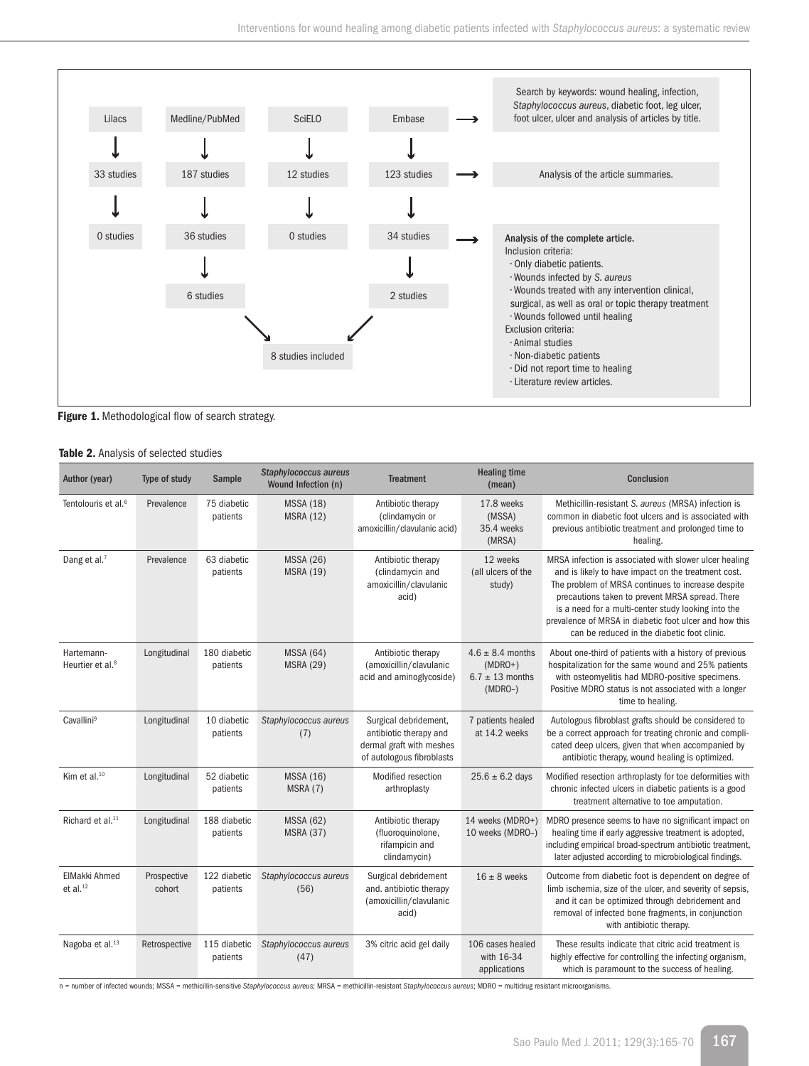Lilacs

Medline/PubMed

SciELO

Embase

Search by keywords: wound healing, infection, *Staphylococcus aureus*, diabetic foot, leg ulcer, foot ulcer, ulcer and analysis of articles by title.

33 studies

187 studies

12 studies

123 studies

Analysis of the article summaries.

0 studies

36 studies

0 studies

34 studies

**Analysis of the complete article.**
Inclusion criteria:
· Only diabetic patients.
· Wounds infected by *S. aureus*
· Wounds treated with any intervention clinical, surgical, as well as oral or topic therapy treatment
· Wounds followed until healing
Exclusion criteria:
· Animal studies
· Non-diabetic patients
· Did not report time to healing
· Literature review articles.

6 studies

2 studies

8 studies included

**Figure 1.** Methodological flow of search strategy.

**Table 2.** Analysis of selected studies

| Author (year) | Type of study | Sample | *Staphylococcus aureus* Wound Infection (n) | Treatment | Healing time (mean) | Conclusion |
|---|---|---|---|---|---|---|
| Tentolouris et al.[6] | Prevalence | 75 diabetic patients | MSSA (18) MSRA (12) | Antibiotic therapy (clindamycin or amoxicillin/clavulanic acid) | 17.8 weeks (MSSA) 35.4 weeks (MRSA) | Methicillin-resistant *S. aureus* (MRSA) infection is common in diabetic foot ulcers and is associated with previous antibiotic treatment and prolonged time to healing. |
| Dang et al.[7] | Prevalence | 63 diabetic patients | MSSA (26) MSRA (19) | Antibiotic therapy (clindamycin and amoxicillin/clavulanic acid) | 12 weeks (all ulcers of the study) | MRSA infection is associated with slower ulcer healing and is likely to have impact on the treatment cost. The problem of MRSA continues to increase despite precautions taken to prevent MRSA spread. There is a need for a multi-center study looking into the prevalence of MRSA in diabetic foot ulcer and how this can be reduced in the diabetic foot clinic. |
| Hartemann-Heurtier et al.[8] | Longitudinal | 180 diabetic patients | MSSA (64) MSRA (29) | Antibiotic therapy (amoxicillin/clavulanic acid and aminoglycoside) | 4.6 ± 8.4 months (MDRO+) 6.7 ± 13 months (MDRO–) | About one-third of patients with a history of previous hospitalization for the same wound and 25% patients with osteomyelitis had MDRO-positive specimens. Positive MDRO status is not associated with a longer time to healing. |
| Cavallini[9] | Longitudinal | 10 diabetic patients | *Staphylococcus aureus* (7) | Surgical debridement, antibiotic therapy and dermal graft with meshes of autologous fibroblasts | 7 patients healed at 14.2 weeks | Autologous fibroblast grafts should be considered to be a correct approach for treating chronic and complicated deep ulcers, given that when accompanied by antibiotic therapy, wound healing is optimized. |
| Kim et al.[10] | Longitudinal | 52 diabetic patients | MSSA (16) MSRA (7) | Modified resection arthroplasty | 25.6 ± 6.2 days | Modified resection arthroplasty for toe deformities with chronic infected ulcers in diabetic patients is a good treatment alternative to toe amputation. |
| Richard et al.[11] | Longitudinal | 188 diabetic patients | MSSA (62) MSRA (37) | Antibiotic therapy (fluoroquinolone, rifampicin and clindamycin) | 14 weeks (MDRO+) 10 weeks (MDRO–) | MDRO presence seems to have no significant impact on healing time if early aggressive treatment is adopted, including empirical broad-spectrum antibiotic treatment, later adjusted according to microbiological findings. |
| ElMakki Ahmed et al.[12] | Prospective cohort | 122 diabetic patients | *Staphylococcus aureus* (56) | Surgical debridement and. antibiotic therapy (amoxicillin/clavulanic acid) | 16 ± 8 weeks | Outcome from diabetic foot is dependent on degree of limb ischemia, size of the ulcer, and severity of sepsis, and it can be optimized through debridement and removal of infected bone fragments, in conjunction with antibiotic therapy. |
| Nagoba et al.[13] | Retrospective | 115 diabetic patients | *Staphylococcus aureus* (47) | 3% citric acid gel daily | 106 cases healed with 16-34 applications | These results indicate that citric acid treatment is highly effective for controlling the infecting organism, which is paramount to the success of healing. |

n = number of infected wounds; MSSA = methicillin-sensitive *Staphylococcus aureus*; MRSA = methicillin-resistant *Staphylococcus aureus*; MDRO = multidrug resistant microorganisms.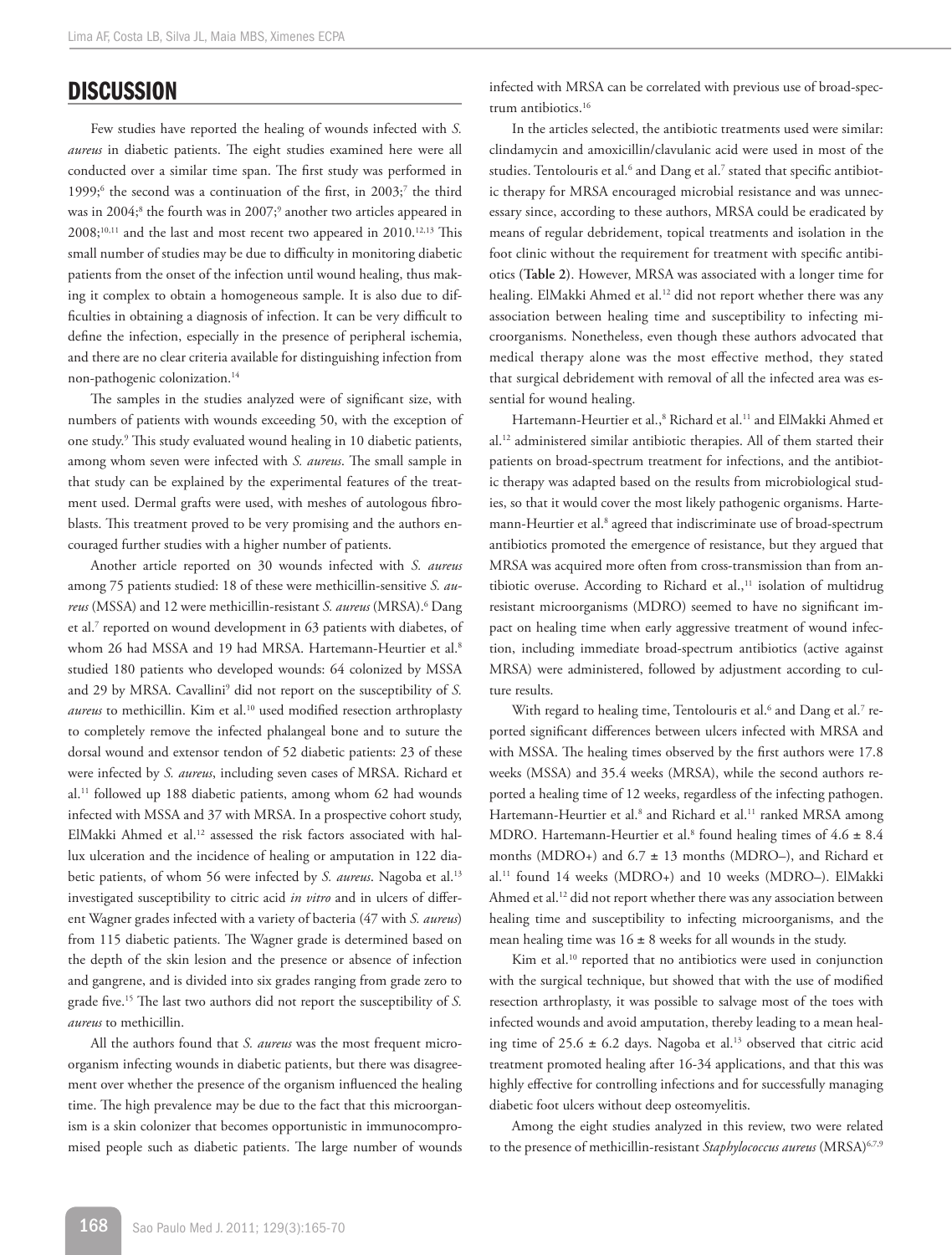## DISCUSSION

Few studies have reported the healing of wounds infected with *S. aureus* in diabetic patients. The eight studies examined here were all conducted over a similar time span. The first study was performed in 1999;[6] the second was a continuation of the first, in 2003;[7] the third was in 2004;[8] the fourth was in 2007;[9] another two articles appeared in 2008;[10,11] and the last and most recent two appeared in 2010.[12,13] This small number of studies may be due to difficulty in monitoring diabetic patients from the onset of the infection until wound healing, thus making it complex to obtain a homogeneous sample. It is also due to difficulties in obtaining a diagnosis of infection. It can be very difficult to define the infection, especially in the presence of peripheral ischemia, and there are no clear criteria available for distinguishing infection from non-pathogenic colonization.[14]

The samples in the studies analyzed were of significant size, with numbers of patients with wounds exceeding 50, with the exception of one study.[9] This study evaluated wound healing in 10 diabetic patients, among whom seven were infected with *S. aureus*. The small sample in that study can be explained by the experimental features of the treatment used. Dermal grafts were used, with meshes of autologous fibroblasts. This treatment proved to be very promising and the authors encouraged further studies with a higher number of patients.

Another article reported on 30 wounds infected with *S. aureus* among 75 patients studied: 18 of these were methicillin-sensitive *S. aureus* (MSSA) and 12 were methicillin-resistant *S. aureus* (MRSA).[6] Dang et al.[7] reported on wound development in 63 patients with diabetes, of whom 26 had MSSA and 19 had MRSA. Hartemann-Heurtier et al.[8] studied 180 patients who developed wounds: 64 colonized by MSSA and 29 by MRSA. Cavallini[9] did not report on the susceptibility of *S. aureus* to methicillin. Kim et al.[10] used modified resection arthroplasty to completely remove the infected phalangeal bone and to suture the dorsal wound and extensor tendon of 52 diabetic patients: 23 of these were infected by *S. aureus*, including seven cases of MRSA. Richard et al.[11] followed up 188 diabetic patients, among whom 62 had wounds infected with MSSA and 37 with MRSA. In a prospective cohort study, ElMakki Ahmed et al.[12] assessed the risk factors associated with hallux ulceration and the incidence of healing or amputation in 122 diabetic patients, of whom 56 were infected by *S. aureus*. Nagoba et al.[13] investigated susceptibility to citric acid *in vitro* and in ulcers of different Wagner grades infected with a variety of bacteria (47 with *S. aureus*) from 115 diabetic patients. The Wagner grade is determined based on the depth of the skin lesion and the presence or absence of infection and gangrene, and is divided into six grades ranging from grade zero to grade five.[15] The last two authors did not report the susceptibility of *S. aureus* to methicillin.

All the authors found that *S. aureus* was the most frequent microorganism infecting wounds in diabetic patients, but there was disagreement over whether the presence of the organism influenced the healing time. The high prevalence may be due to the fact that this microorganism is a skin colonizer that becomes opportunistic in immunocompromised people such as diabetic patients. The large number of wounds infected with MRSA can be correlated with previous use of broad-spectrum antibiotics.[16]

In the articles selected, the antibiotic treatments used were similar: clindamycin and amoxicillin/clavulanic acid were used in most of the studies. Tentolouris et al.[6] and Dang et al.[7] stated that specific antibiotic therapy for MRSA encouraged microbial resistance and was unnecessary since, according to these authors, MRSA could be eradicated by means of regular debridement, topical treatments and isolation in the foot clinic without the requirement for treatment with specific antibiotics (**Table 2**). However, MRSA was associated with a longer time for healing. ElMakki Ahmed et al.[12] did not report whether there was any association between healing time and susceptibility to infecting microorganisms. Nonetheless, even though these authors advocated that medical therapy alone was the most effective method, they stated that surgical debridement with removal of all the infected area was essential for wound healing.

Hartemann-Heurtier et al.,[8] Richard et al.[11] and ElMakki Ahmed et al.[12] administered similar antibiotic therapies. All of them started their patients on broad-spectrum treatment for infections, and the antibiotic therapy was adapted based on the results from microbiological studies, so that it would cover the most likely pathogenic organisms. Hartemann-Heurtier et al.[8] agreed that indiscriminate use of broad-spectrum antibiotics promoted the emergence of resistance, but they argued that MRSA was acquired more often from cross-transmission than from antibiotic overuse. According to Richard et al.,[11] isolation of multidrug resistant microorganisms (MDRO) seemed to have no significant impact on healing time when early aggressive treatment of wound infection, including immediate broad-spectrum antibiotics (active against MRSA) were administered, followed by adjustment according to culture results.

With regard to healing time, Tentolouris et al.[6] and Dang et al.[7] reported significant differences between ulcers infected with MRSA and with MSSA. The healing times observed by the first authors were 17.8 weeks (MSSA) and 35.4 weeks (MRSA), while the second authors reported a healing time of 12 weeks, regardless of the infecting pathogen. Hartemann-Heurtier et al.[8] and Richard et al.[11] ranked MRSA among MDRO. Hartemann-Heurtier et al.[8] found healing times of $4.6 \pm 8.4$ months (MDRO+) and $6.7 \pm 13$ months (MDRO–), and Richard et al.[11] found 14 weeks (MDRO+) and 10 weeks (MDRO–). ElMakki Ahmed et al.[12] did not report whether there was any association between healing time and susceptibility to infecting microorganisms, and the mean healing time was $16 \pm 8$ weeks for all wounds in the study.

Kim et al.[10] reported that no antibiotics were used in conjunction with the surgical technique, but showed that with the use of modified resection arthroplasty, it was possible to salvage most of the toes with infected wounds and avoid amputation, thereby leading to a mean healing time of $25.6 \pm 6.2$ days. Nagoba et al.[13] observed that citric acid treatment promoted healing after 16-34 applications, and that this was highly effective for controlling infections and for successfully managing diabetic foot ulcers without deep osteomyelitis.

Among the eight studies analyzed in this review, two were related to the presence of methicillin-resistant *Staphylococcus aureus* (MRSA)[6,7,9]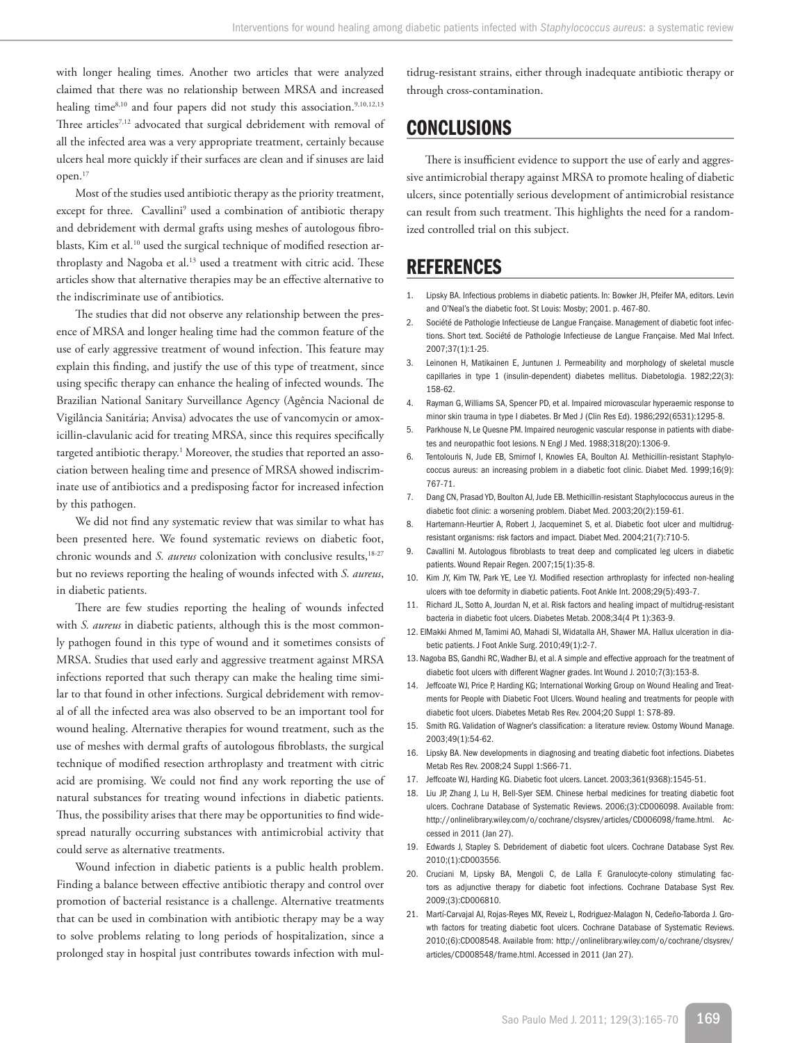with longer healing times. Another two articles that were analyzed claimed that there was no relationship between MRSA and increased healing time[8,10] and four papers did not study this association.[9,10,12,13] Three articles[7,12] advocated that surgical debridement with removal of all the infected area was a very appropriate treatment, certainly because ulcers heal more quickly if their surfaces are clean and if sinuses are laid open.[17]

Most of the studies used antibiotic therapy as the priority treatment, except for three. Cavallini[9] used a combination of antibiotic therapy and debridement with dermal grafts using meshes of autologous fibroblasts, Kim et al.[10] used the surgical technique of modified resection arthroplasty and Nagoba et al.[13] used a treatment with citric acid. These articles show that alternative therapies may be an effective alternative to the indiscriminate use of antibiotics.

The studies that did not observe any relationship between the presence of MRSA and longer healing time had the common feature of the use of early aggressive treatment of wound infection. This feature may explain this finding, and justify the use of this type of treatment, since using specific therapy can enhance the healing of infected wounds. The Brazilian National Sanitary Surveillance Agency (Agência Nacional de Vigilância Sanitária; Anvisa) advocates the use of vancomycin or amoxicillin-clavulanic acid for treating MRSA, since this requires specifically targeted antibiotic therapy.[1] Moreover, the studies that reported an association between healing time and presence of MRSA showed indiscriminate use of antibiotics and a predisposing factor for increased infection by this pathogen.

We did not find any systematic review that was similar to what has been presented here. We found systematic reviews on diabetic foot, chronic wounds and *S. aureus* colonization with conclusive results,[18-27] but no reviews reporting the healing of wounds infected with *S. aureus*, in diabetic patients.

There are few studies reporting the healing of wounds infected with *S. aureus* in diabetic patients, although this is the most commonly pathogen found in this type of wound and it sometimes consists of MRSA. Studies that used early and aggressive treatment against MRSA infections reported that such therapy can make the healing time similar to that found in other infections. Surgical debridement with removal of all the infected area was also observed to be an important tool for wound healing. Alternative therapies for wound treatment, such as the use of meshes with dermal grafts of autologous fibroblasts, the surgical technique of modified resection arthroplasty and treatment with citric acid are promising. We could not find any work reporting the use of natural substances for treating wound infections in diabetic patients. Thus, the possibility arises that there may be opportunities to find widespread naturally occurring substances with antimicrobial activity that could serve as alternative treatments.

Wound infection in diabetic patients is a public health problem. Finding a balance between effective antibiotic therapy and control over promotion of bacterial resistance is a challenge. Alternative treatments that can be used in combination with antibiotic therapy may be a way to solve problems relating to long periods of hospitalization, since a prolonged stay in hospital just contributes towards infection with multidrug-resistant strains, either through inadequate antibiotic therapy or through cross-contamination.

## CONCLUSIONS

There is insufficient evidence to support the use of early and aggressive antimicrobial therapy against MRSA to promote healing of diabetic ulcers, since potentially serious development of antimicrobial resistance can result from such treatment. This highlights the need for a randomized controlled trial on this subject.

## REFERENCES

1. Lipsky BA. Infectious problems in diabetic patients. In: Bowker JH, Pfeifer MA, editors. Levin and O'Neal's the diabetic foot. St Louis: Mosby; 2001. p. 467-80.
2. Société de Pathologie Infectieuse de Langue Française. Management of diabetic foot infections. Short text. Société de Pathologie Infectieuse de Langue Française. Med Mal Infect. 2007;37(1):1-25.
3. Leinonen H, Matikainen E, Juntunen J. Permeability and morphology of skeletal muscle capillaries in type 1 (insulin-dependent) diabetes mellitus. Diabetologia. 1982;22(3): 158-62.
4. Rayman G, Williams SA, Spencer PD, et al. Impaired microvascular hyperaemic response to minor skin trauma in type I diabetes. Br Med J (Clin Res Ed). 1986;292(6531):1295-8.
5. Parkhouse N, Le Quesne PM. Impaired neurogenic vascular response in patients with diabetes and neuropathic foot lesions. N Engl J Med. 1988;318(20):1306-9.
6. Tentolouris N, Jude EB, Smirnof I, Knowles EA, Boulton AJ. Methicillin-resistant Staphylococcus aureus: an increasing problem in a diabetic foot clinic. Diabet Med. 1999;16(9): 767-71.
7. Dang CN, Prasad YD, Boulton AJ, Jude EB. Methicillin-resistant Staphylococcus aureus in the diabetic foot clinic: a worsening problem. Diabet Med. 2003;20(2):159-61.
8. Hartemann-Heurtier A, Robert J, Jacqueminet S, et al. Diabetic foot ulcer and multidrug-resistant organisms: risk factors and impact. Diabet Med. 2004;21(7):710-5.
9. Cavallini M. Autologous fibroblasts to treat deep and complicated leg ulcers in diabetic patients. Wound Repair Regen. 2007;15(1):35-8.
10. Kim JY, Kim TW, Park YE, Lee YJ. Modified resection arthroplasty for infected non-healing ulcers with toe deformity in diabetic patients. Foot Ankle Int. 2008;29(5):493-7.
11. Richard JL, Sotto A, Jourdan N, et al. Risk factors and healing impact of multidrug-resistant bacteria in diabetic foot ulcers. Diabetes Metab. 2008;34(4 Pt 1):363-9.
12. ElMakki Ahmed M, Tamimi AO, Mahadi SI, Widatalla AH, Shawer MA. Hallux ulceration in diabetic patients. J Foot Ankle Surg. 2010;49(1):2-7.
13. Nagoba BS, Gandhi RC, Wadher BJ, et al. A simple and effective approach for the treatment of diabetic foot ulcers with different Wagner grades. Int Wound J. 2010;7(3):153-8.
14. Jeffcoate WJ, Price P, Harding KG; International Working Group on Wound Healing and Treatments for People with Diabetic Foot Ulcers. Wound healing and treatments for people with diabetic foot ulcers. Diabetes Metab Res Rev. 2004;20 Suppl 1: S78-89.
15. Smith RG. Validation of Wagner's classification: a literature review. Ostomy Wound Manage. 2003;49(1):54-62.
16. Lipsky BA. New developments in diagnosing and treating diabetic foot infections. Diabetes Metab Res Rev. 2008;24 Suppl 1:S66-71.
17. Jeffcoate WJ, Harding KG. Diabetic foot ulcers. Lancet. 2003;361(9368):1545-51.
18. Liu JP, Zhang J, Lu H, Bell-Syer SEM. Chinese herbal medicines for treating diabetic foot ulcers. Cochrane Database of Systematic Reviews. 2006;(3):CD006098. Available from: http://onlinelibrary.wiley.com/o/cochrane/clsysrev/articles/CD006098/frame.html. Accessed in 2011 (Jan 27).
19. Edwards J, Stapley S. Debridement of diabetic foot ulcers. Cochrane Database Syst Rev. 2010;(1):CD003556.
20. Cruciani M, Lipsky BA, Mengoli C, de Lalla F. Granulocyte-colony stimulating factors as adjunctive therapy for diabetic foot infections. Cochrane Database Syst Rev. 2009;(3):CD006810.
21. Martí-Carvajal AJ, Rojas-Reyes MX, Reveiz L, Rodriguez-Malagon N, Cedeño-Taborda J. Growth factors for treating diabetic foot ulcers. Cochrane Database of Systematic Reviews. 2010;(6):CD008548. Available from: http://onlinelibrary.wiley.com/o/cochrane/clsysrev/articles/CD008548/frame.html. Accessed in 2011 (Jan 27).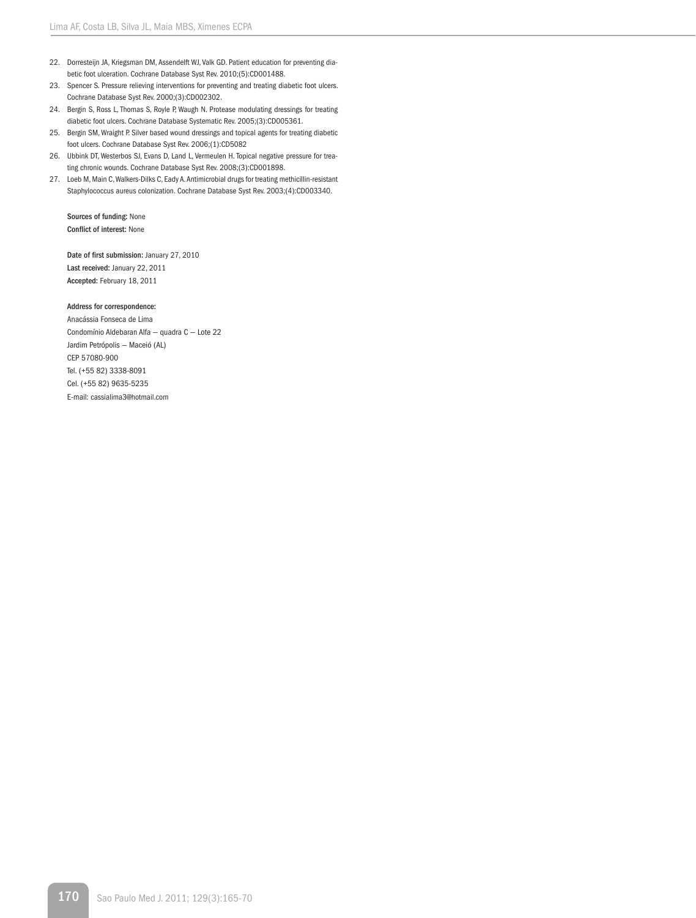22. Dorresteijn JA, Kriegsman DM, Assendelft WJ, Valk GD. Patient education for preventing diabetic foot ulceration. Cochrane Database Syst Rev. 2010;(5):CD001488.
23. Spencer S. Pressure relieving interventions for preventing and treating diabetic foot ulcers. Cochrane Database Syst Rev. 2000;(3):CD002302.
24. Bergin S, Ross L, Thomas S, Royle P, Waugh N. Protease modulating dressings for treating diabetic foot ulcers. Cochrane Database Systematic Rev. 2005;(3):CD005361.
25. Bergin SM, Wraight P. Silver based wound dressings and topical agents for treating diabetic foot ulcers. Cochrane Database Syst Rev. 2006;(1):CD5082
26. Ubbink DT, Westerbos SJ, Evans D, Land L, Vermeulen H. Topical negative pressure for treating chronic wounds. Cochrane Database Syst Rev. 2008;(3):CD001898.
27. Loeb M, Main C, Walkers-Dilks C, Eady A. Antimicrobial drugs for treating methicillin-resistant Staphylococcus aureus colonization. Cochrane Database Syst Rev. 2003;(4):CD003340.

**Sources of funding:** None
**Conflict of interest:** None

**Date of first submission:** January 27, 2010
**Last received:** January 22, 2011
**Accepted:** February 18, 2011

**Address for correspondence:**
Anacássia Fonseca de Lima
Condomínio Aldebaran Alfa — quadra C — Lote 22
Jardim Petrópolis — Maceió (AL)
CEP 57080-900
Tel. (+55 82) 3338-8091
Cel. (+55 82) 9635-5235
E-mail: cassialima3@hotmail.com